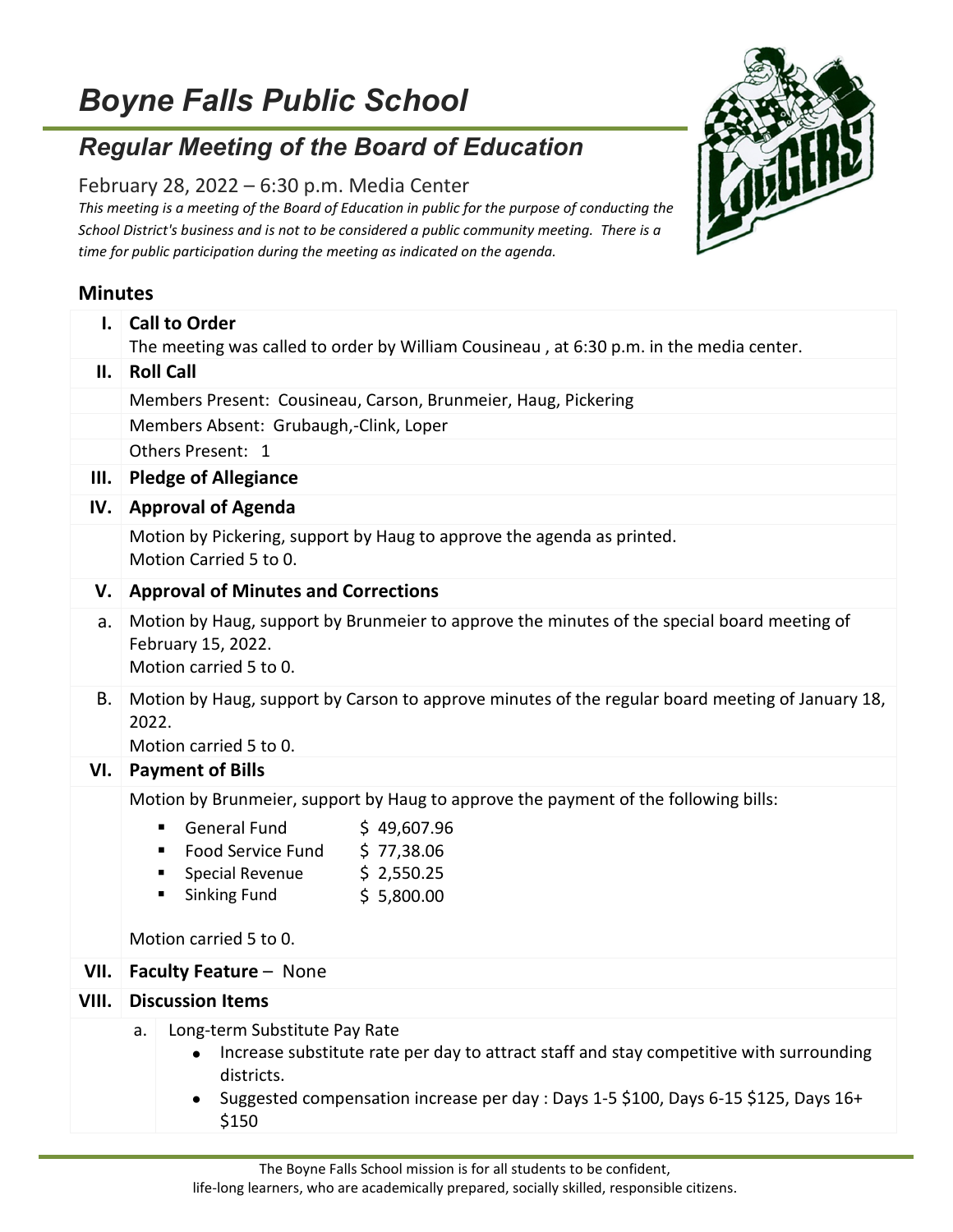# Boyne Falls Public School

## Regular Meeting of the Board of Education

February 28, 2022 – 6:30 p.m. Media Center

*This meeting is a meeting of the Board of Education in public for the purpose of conducting the School District's business and is not to be considered a public community meeting. There is a time for public participation during the meeting as indicated on the agenda.*

### Minutes

**I. Call to Order**

The meeting was called to order by William Cousineau , at 6:30 p.m. in the media center.

**II. Roll Call**

Members Present: Cousineau, Carson, Brunmeier, Haug, Pickering

Members Absent: Grubaugh,-Clink, Loper

Others Present: 1

**III. Pledge of Allegiance**

**IV. Approval of Agenda**

Motion by Pickering, support by Haug to approve the agenda as printed.
Motion Carried 5 to 0.

**V. Approval of Minutes and Corrections**

a. Motion by Haug, support by Brunmeier to approve the minutes of the special board meeting of February 15, 2022.
Motion carried 5 to 0.

B. Motion by Haug, support by Carson to approve minutes of the regular board meeting of January 18, 2022.
Motion carried 5 to 0.

**VI. Payment of Bills**

Motion by Brunmeier, support by Haug to approve the payment of the following bills:

- General Fund $ 49,607.96
- Food Service Fund $ 77,38.06
- Special Revenue $ 2,550.25
- Sinking Fund $ 5,800.00

Motion carried 5 to 0.

**VII. Faculty Feature** – None

**VIII. Discussion Items**

a. Long-term Substitute Pay Rate
- Increase substitute rate per day to attract staff and stay competitive with surrounding districts.
- Suggested compensation increase per day : Days 1-5 $100, Days 6-15 $125, Days 16+ $150

The Boyne Falls School mission is for all students to be confident, life-long learners, who are academically prepared, socially skilled, responsible citizens.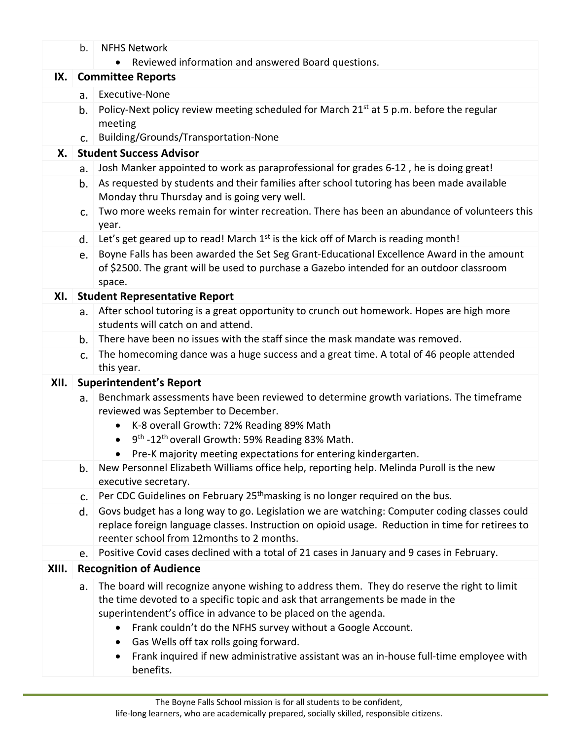b. NFHS Network
   - Reviewed information and answered Board questions.

## IX. Committee Reports

a. Executive-None

b. Policy-Next policy review meeting scheduled for March 21st at 5 p.m. before the regular meeting

c. Building/Grounds/Transportation-None

## X. Student Success Advisor

a. Josh Manker appointed to work as paraprofessional for grades 6-12 , he is doing great!

b. As requested by students and their families after school tutoring has been made available Monday thru Thursday and is going very well.

c. Two more weeks remain for winter recreation. There has been an abundance of volunteers this year.

d. Let's get geared up to read! March 1st is the kick off of March is reading month!

e. Boyne Falls has been awarded the Set Seg Grant-Educational Excellence Award in the amount of $2500. The grant will be used to purchase a Gazebo intended for an outdoor classroom space.

## XI. Student Representative Report

a. After school tutoring is a great opportunity to crunch out homework. Hopes are high more students will catch on and attend.

b. There have been no issues with the staff since the mask mandate was removed.

c. The homecoming dance was a huge success and a great time. A total of 46 people attended this year.

## XII. Superintendent's Report

a. Benchmark assessments have been reviewed to determine growth variations. The timeframe reviewed was September to December.
   - K-8 overall Growth: 72% Reading 89% Math
   - 9th -12th overall Growth: 59% Reading 83% Math.
   - Pre-K majority meeting expectations for entering kindergarten.

b. New Personnel Elizabeth Williams office help, reporting help. Melinda Puroll is the new executive secretary.

c. Per CDC Guidelines on February 25th masking is no longer required on the bus.

d. Govs budget has a long way to go. Legislation we are watching: Computer coding classes could replace foreign language classes. Instruction on opioid usage. Reduction in time for retirees to reenter school from 12months to 2 months.

e. Positive Covid cases declined with a total of 21 cases in January and 9 cases in February.

## XIII. Recognition of Audience

a. The board will recognize anyone wishing to address them. They do reserve the right to limit the time devoted to a specific topic and ask that arrangements be made in the superintendent's office in advance to be placed on the agenda.
   - Frank couldn't do the NFHS survey without a Google Account.
   - Gas Wells off tax rolls going forward.
   - Frank inquired if new administrative assistant was an in-house full-time employee with benefits.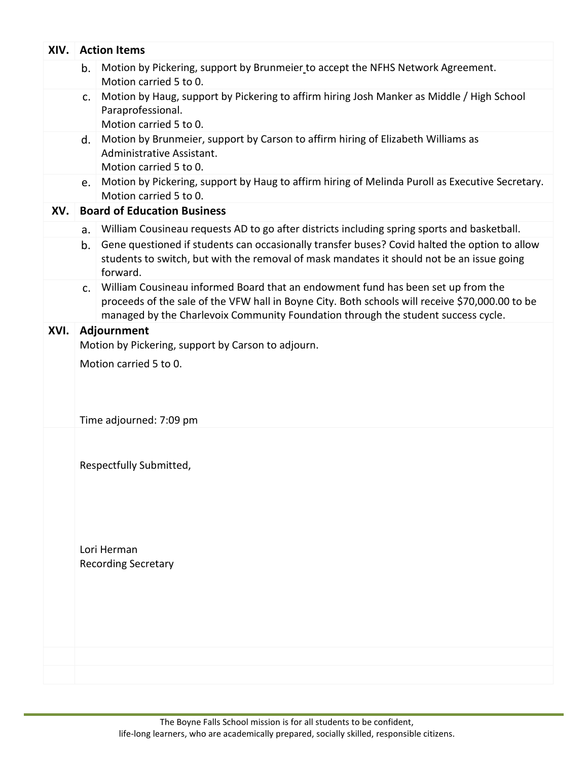| | | |
|---|---|---|
| **XIV.** | **Action Items** | |
| | b. | Motion by Pickering, support by Brunmeier to accept the NFHS Network Agreement. Motion carried 5 to 0. |
| | c. | Motion by Haug, support by Pickering to affirm hiring Josh Manker as Middle / High School Paraprofessional. Motion carried 5 to 0. |
| | d. | Motion by Brunmeier, support by Carson to affirm hiring of Elizabeth Williams as Administrative Assistant. Motion carried 5 to 0. |
| | e. | Motion by Pickering, support by Haug to affirm hiring of Melinda Puroll as Executive Secretary. Motion carried 5 to 0. |
| **XV.** | **Board of Education Business** | |
| | a. | William Cousineau requests AD to go after districts including spring sports and basketball. |
| | b. | Gene questioned if students can occasionally transfer buses? Covid halted the option to allow students to switch, but with the removal of mask mandates it should not be an issue going forward. |
| | c. | William Cousineau informed Board that an endowment fund has been set up from the proceeds of the sale of the VFW hall in Boyne City. Both schools will receive $70,000.00 to be managed by the Charlevoix Community Foundation through the student success cycle. |
| **XVI.** | **Adjournment** Motion by Pickering, support by Carson to adjourn. Motion carried 5 to 0. Time adjourned: 7:09 pm | |
| | Respectfully Submitted, Lori Herman Recording Secretary | |

The Boyne Falls School mission is for all students to be confident, life-long learners, who are academically prepared, socially skilled, responsible citizens.